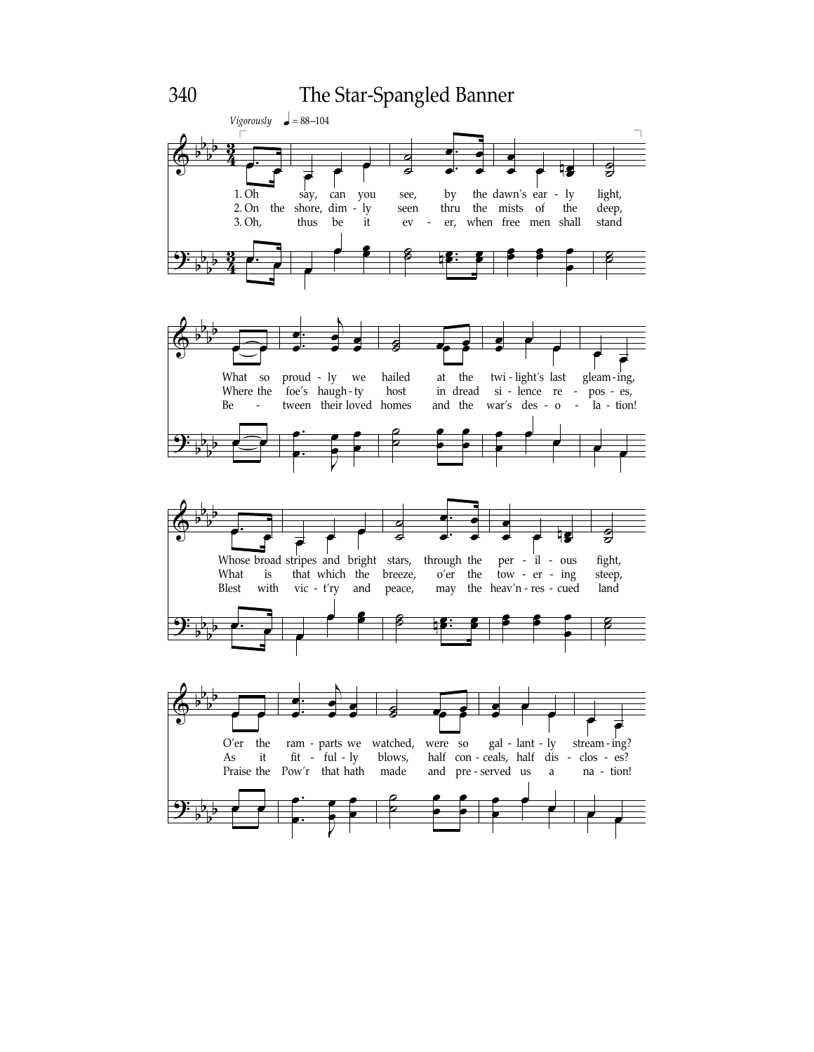# The Star-Spangled Banner

*Vigorously* ♩ = 88–104

1. Oh say, can you see, by the dawn's ear - ly light,
What so proud - ly we hailed at the twi - light's last gleam - ing,
Whose broad stripes and bright stars, through the per - il - ous fight,
O'er the ram - parts we watched, were so gal - lant - ly stream - ing?

2. On the shore, dim - ly seen thru the mists of the deep,
Where the foe's haugh - ty host in dread si - lence re - pos - es,
What is that which the breeze, o'er the tow - er - ing steep,
As it fit - ful - ly blows, half con - ceals, half dis - clos - es?

3. Oh, thus be it ev - er, when free men shall stand
Be - tween their loved homes and the war's des - o - la - tion!
Blest with vic - t'ry and peace, may the heav'n - res - cued land
Praise the Pow'r that hath made and pre - served us a na - tion!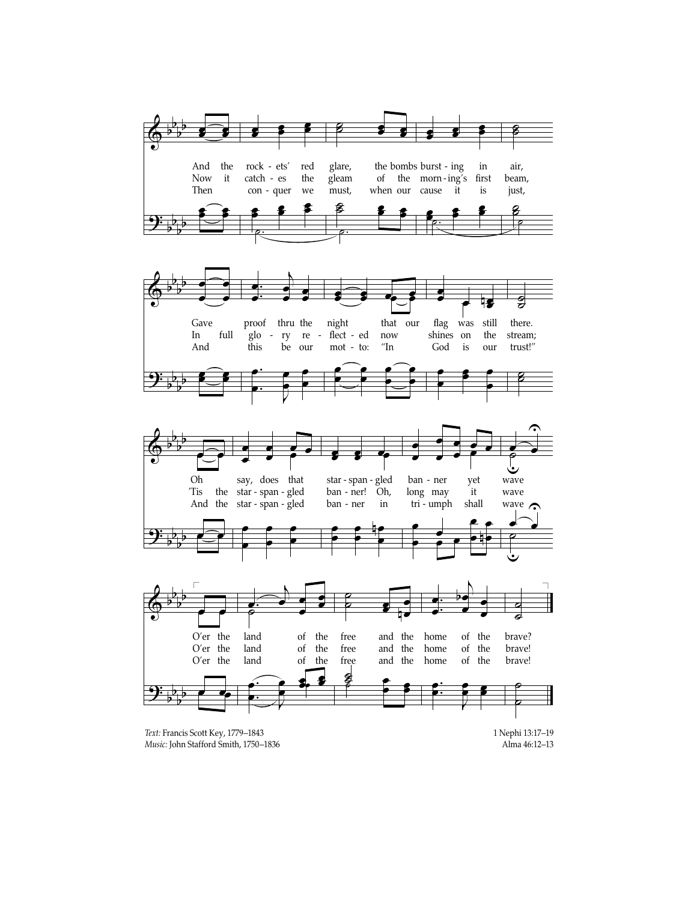And the rock - ets' red glare, the bombs burst - ing in air,
Now it catch - es the gleam of the morn - ing's first beam,
Then con - quer we must, when our cause it is just,

Gave proof thru the night that our flag was still there.
In full glo - ry re - flect - ed now shines on the stream;
And this be our mot - to: "In God is our trust!"

Oh say, does that star - span - gled ban - ner yet wave
'Tis the star - span - gled ban - ner! Oh, long may it wave
And the star - span - gled ban - ner in tri - umph shall wave

O'er the land of the free and the home of the brave?
O'er the land of the free and the home of the brave!
O'er the land of the free and the home of the brave!

*Text:* Francis Scott Key, 1779–1843
*Music:* John Stafford Smith, 1750–1836

1 Nephi 13:17–19
Alma 46:12–13